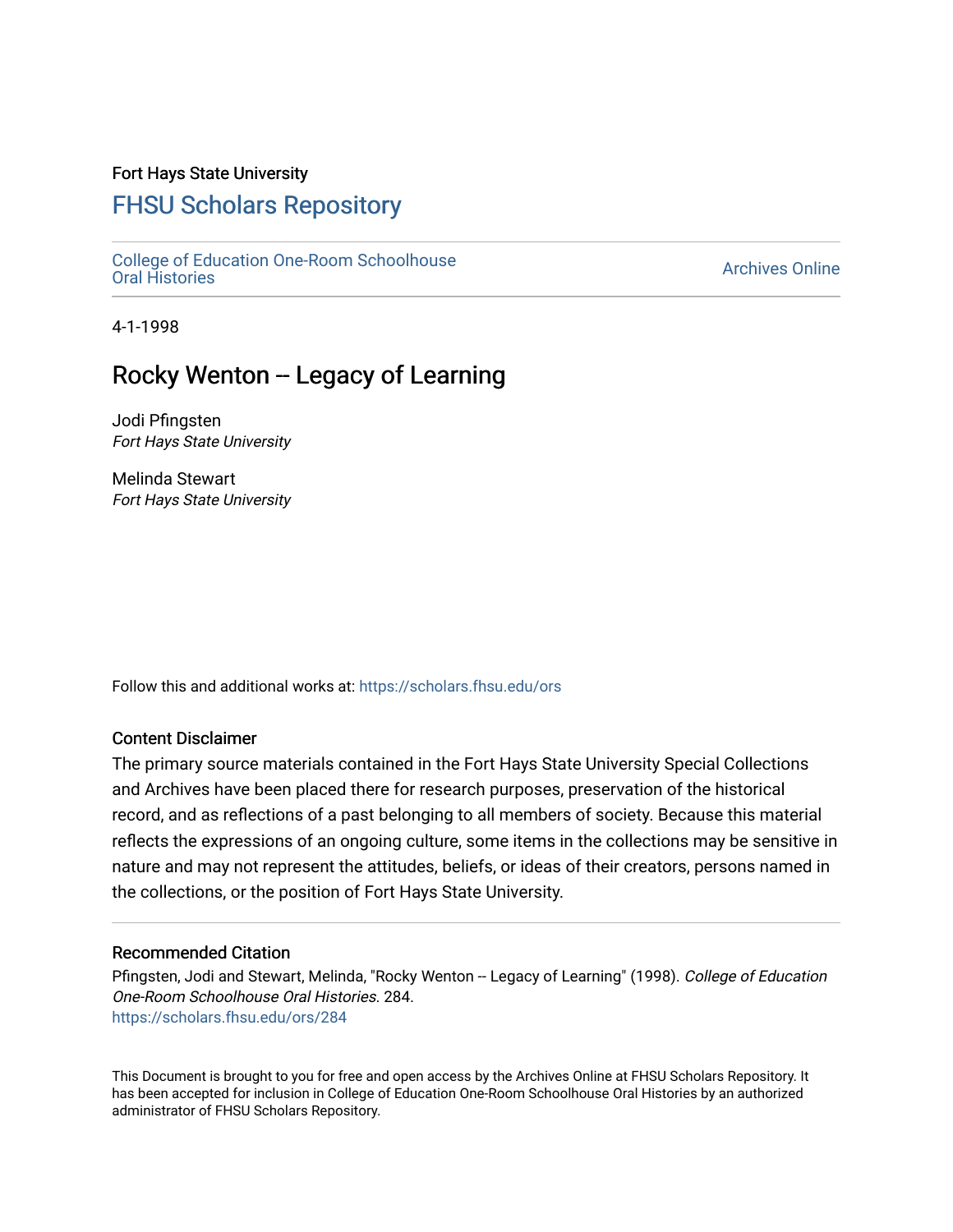Fort Hays State University

# FHSU Scholars Repository

College of Education One-Room Schoolhouse Oral Histories

Archives Online

4-1-1998

## Rocky Wenton -- Legacy of Learning

Jodi Pfingsten
*Fort Hays State University*

Melinda Stewart
*Fort Hays State University*

Follow this and additional works at: https://scholars.fhsu.edu/ors

### Content Disclaimer

The primary source materials contained in the Fort Hays State University Special Collections and Archives have been placed there for research purposes, preservation of the historical record, and as reflections of a past belonging to all members of society. Because this material reflects the expressions of an ongoing culture, some items in the collections may be sensitive in nature and may not represent the attitudes, beliefs, or ideas of their creators, persons named in the collections, or the position of Fort Hays State University.

### Recommended Citation

Pfingsten, Jodi and Stewart, Melinda, "Rocky Wenton -- Legacy of Learning" (1998). *College of Education One-Room Schoolhouse Oral Histories*. 284.
https://scholars.fhsu.edu/ors/284

This Document is brought to you for free and open access by the Archives Online at FHSU Scholars Repository. It has been accepted for inclusion in College of Education One-Room Schoolhouse Oral Histories by an authorized administrator of FHSU Scholars Repository.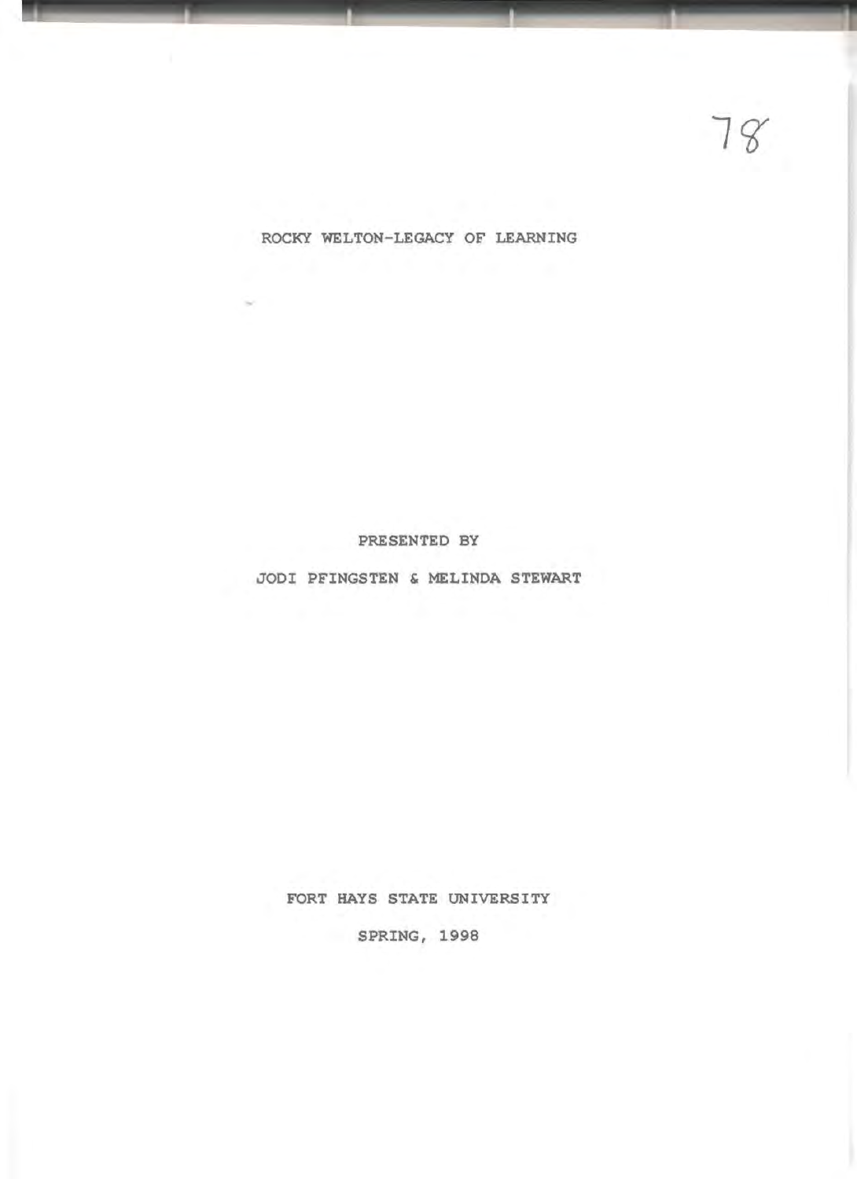# ROCKY WELTON-LEGACY OF LEARNING

PRESENTED BY

JODI PFINGSTEN & MELINDA STEWART

FORT HAYS STATE UNIVERSITY

SPRING, 1998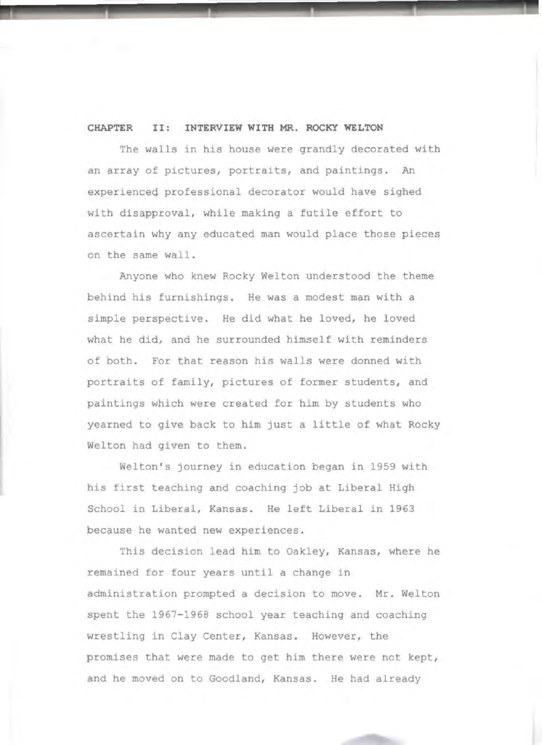## CHAPTER II: INTERVIEW WITH MR. ROCKY WELTON

The walls in his house were grandly decorated with an array of pictures, portraits, and paintings. An experienced professional decorator would have sighed with disapproval, while making a futile effort to ascertain why any educated man would place those pieces on the same wall.

Anyone who knew Rocky Welton understood the theme behind his furnishings. He was a modest man with a simple perspective. He did what he loved, he loved what he did, and he surrounded himself with reminders of both. For that reason his walls were donned with portraits of family, pictures of former students, and paintings which were created for him by students who yearned to give back to him just a little of what Rocky Welton had given to them.

Welton's journey in education began in 1959 with his first teaching and coaching job at Liberal High School in Liberal, Kansas. He left Liberal in 1963 because he wanted new experiences.

This decision lead him to Oakley, Kansas, where he remained for four years until a change in administration prompted a decision to move. Mr. Welton spent the 1967-1968 school year teaching and coaching wrestling in Clay Center, Kansas. However, the promises that were made to get him there were not kept, and he moved on to Goodland, Kansas. He had already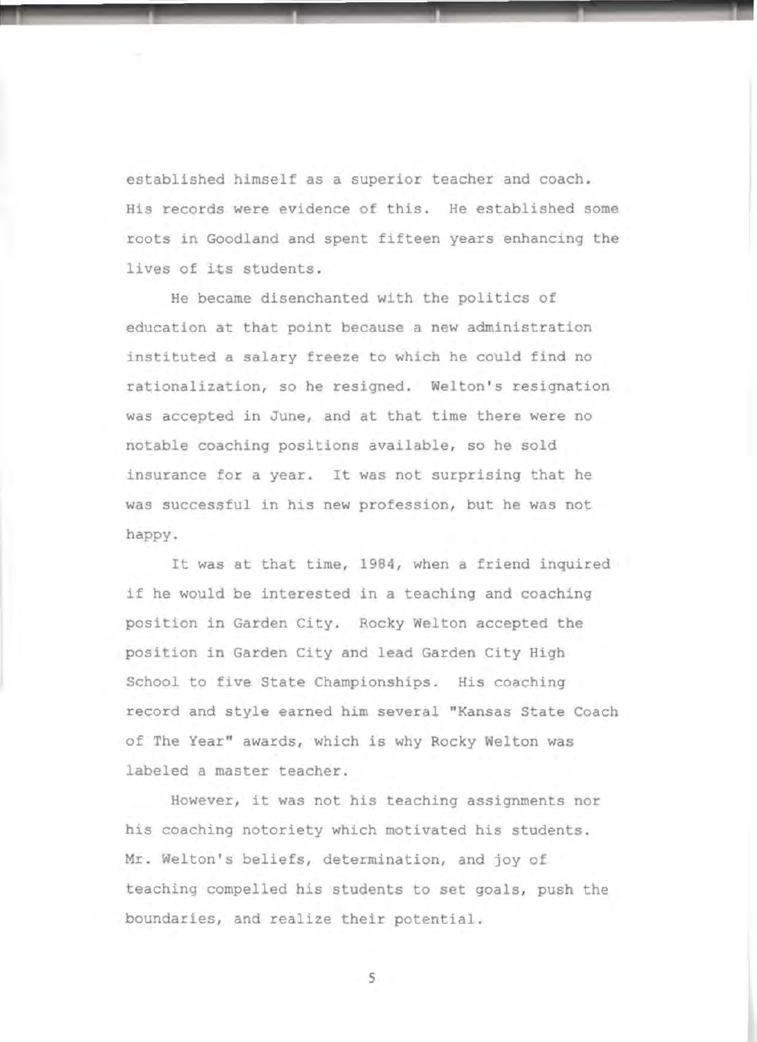established himself as a superior teacher and coach. His records were evidence of this. He established some roots in Goodland and spent fifteen years enhancing the lives of its students.

He became disenchanted with the politics of education at that point because a new administration instituted a salary freeze to which he could find no rationalization, so he resigned. Welton's resignation was accepted in June, and at that time there were no notable coaching positions available, so he sold insurance for a year. It was not surprising that he was successful in his new profession, but he was not happy.

It was at that time, 1984, when a friend inquired if he would be interested in a teaching and coaching position in Garden City. Rocky Welton accepted the position in Garden City and lead Garden City High School to five State Championships. His coaching record and style earned him several "Kansas State Coach of The Year" awards, which is why Rocky Welton was labeled a master teacher.

However, it was not his teaching assignments nor his coaching notoriety which motivated his students. Mr. Welton's beliefs, determination, and joy of teaching compelled his students to set goals, push the boundaries, and realize their potential.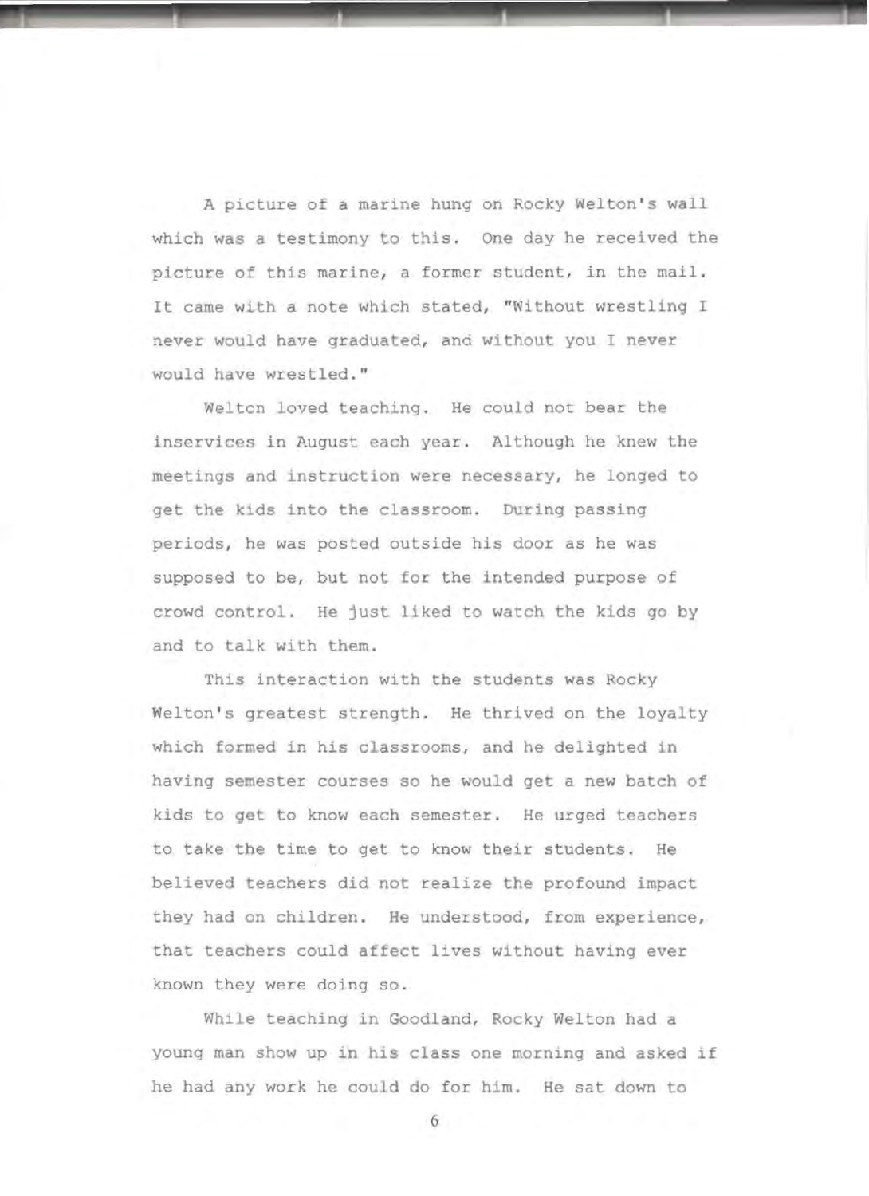A picture of a marine hung on Rocky Welton's wall which was a testimony to this. One day he received the picture of this marine, a former student, in the mail. It came with a note which stated, "Without wrestling I never would have graduated, and without you I never would have wrestled."

Welton loved teaching. He could not bear the inservices in August each year. Although he knew the meetings and instruction were necessary, he longed to get the kids into the classroom. During passing periods, he was posted outside his door as he was supposed to be, but not for the intended purpose of crowd control. He just liked to watch the kids go by and to talk with them.

This interaction with the students was Rocky Welton's greatest strength. He thrived on the loyalty which formed in his classrooms, and he delighted in having semester courses so he would get a new batch of kids to get to know each semester. He urged teachers to take the time to get to know their students. He believed teachers did not realize the profound impact they had on children. He understood, from experience, that teachers could affect lives without having ever known they were doing so.

While teaching in Goodland, Rocky Welton had a young man show up in his class one morning and asked if he had any work he could do for him. He sat down to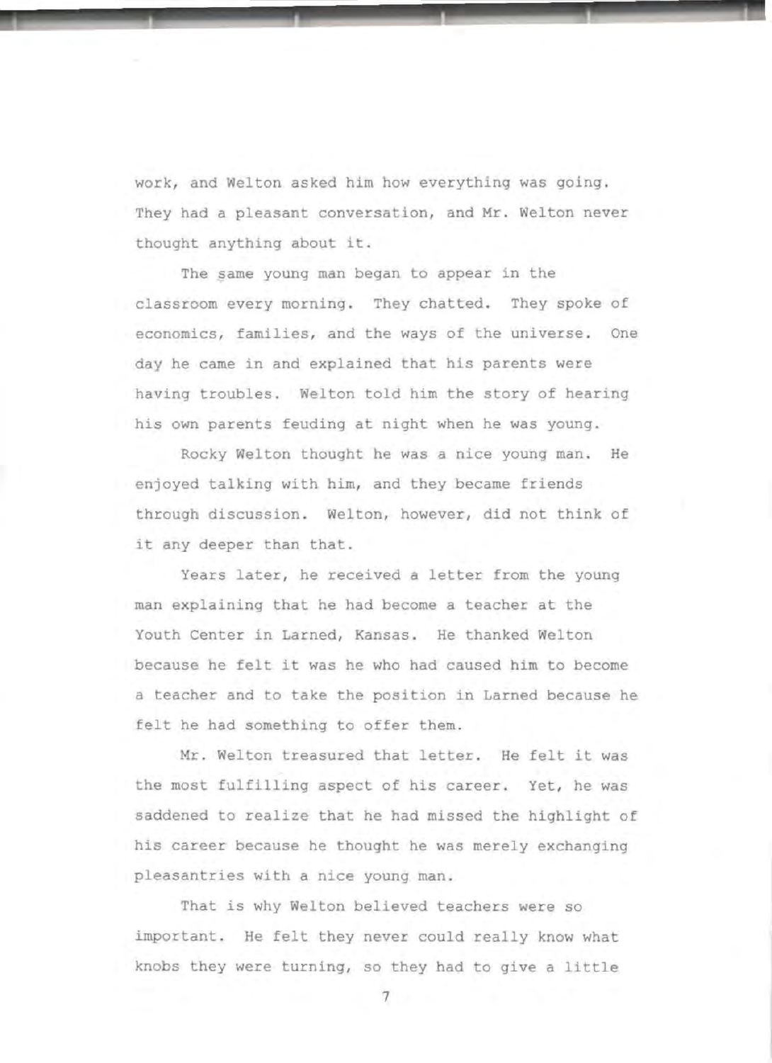work, and Welton asked him how everything was going. They had a pleasant conversation, and Mr. Welton never thought anything about it.

The same young man began to appear in the classroom every morning. They chatted. They spoke of economics, families, and the ways of the universe. One day he came in and explained that his parents were having troubles. Welton told him the story of hearing his own parents feuding at night when he was young.

Rocky Welton thought he was a nice young man. He enjoyed talking with him, and they became friends through discussion. Welton, however, did not think of it any deeper than that.

Years later, he received a letter from the young man explaining that he had become a teacher at the Youth Center in Larned, Kansas. He thanked Welton because he felt it was he who had caused him to become a teacher and to take the position in Larned because he felt he had something to offer them.

Mr. Welton treasured that letter. He felt it was the most fulfilling aspect of his career. Yet, he was saddened to realize that he had missed the highlight of his career because he thought he was merely exchanging pleasantries with a nice young man.

That is why Welton believed teachers were so important. He felt they never could really know what knobs they were turning, so they had to give a little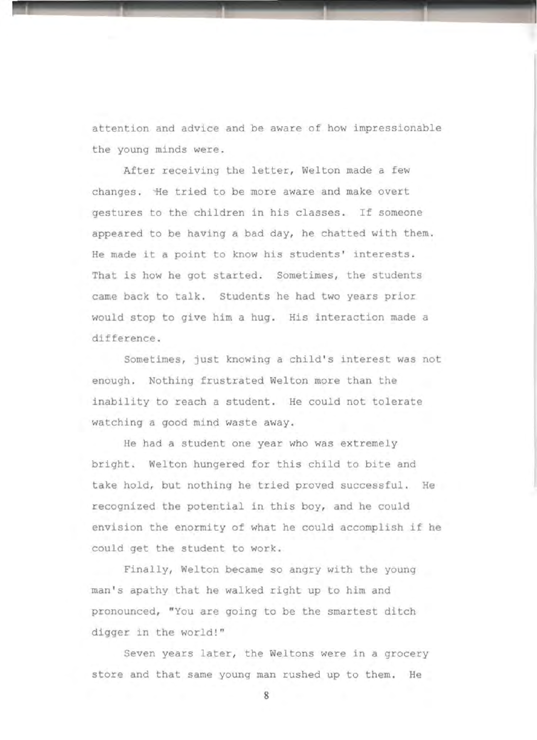attention and advice and be aware of how impressionable the young minds were.

After receiving the letter, Welton made a few changes. He tried to be more aware and make overt gestures to the children in his classes. If someone appeared to be having a bad day, he chatted with them. He made it a point to know his students' interests. That is how he got started. Sometimes, the students came back to talk. Students he had two years prior would stop to give him a hug. His interaction made a difference.

Sometimes, just knowing a child's interest was not enough. Nothing frustrated Welton more than the inability to reach a student. He could not tolerate watching a good mind waste away.

He had a student one year who was extremely bright. Welton hungered for this child to bite and take hold, but nothing he tried proved successful. He recognized the potential in this boy, and he could envision the enormity of what he could accomplish if he could get the student to work.

Finally, Welton became so angry with the young man's apathy that he walked right up to him and pronounced, "You are going to be the smartest ditch digger in the world!"

Seven years later, the Weltons were in a grocery store and that same young man rushed up to them. He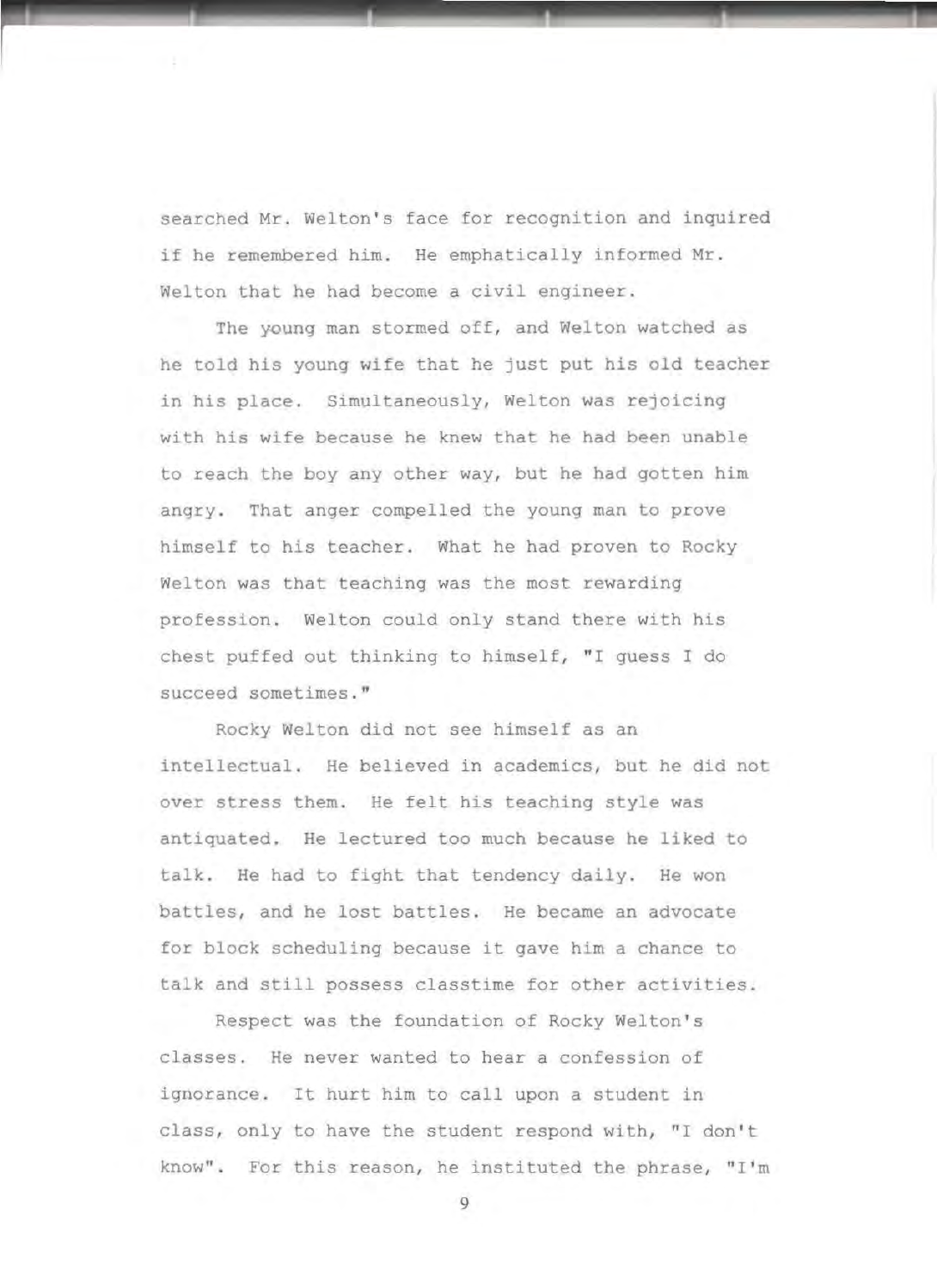searched Mr. Welton's face for recognition and inquired if he remembered him. He emphatically informed Mr. Welton that he had become a civil engineer.

The young man stormed off, and Welton watched as he told his young wife that he just put his old teacher in his place. Simultaneously, Welton was rejoicing with his wife because he knew that he had been unable to reach the boy any other way, but he had gotten him angry. That anger compelled the young man to prove himself to his teacher. What he had proven to Rocky Welton was that teaching was the most rewarding profession. Welton could only stand there with his chest puffed out thinking to himself, "I guess I do succeed sometimes."

Rocky Welton did not see himself as an intellectual. He believed in academics, but he did not over stress them. He felt his teaching style was antiquated. He lectured too much because he liked to talk. He had to fight that tendency daily. He won battles, and he lost battles. He became an advocate for block scheduling because it gave him a chance to talk and still possess classtime for other activities.

Respect was the foundation of Rocky Welton's classes. He never wanted to hear a confession of ignorance. It hurt him to call upon a student in class, only to have the student respond with, "I don't know". For this reason, he instituted the phrase, "I'm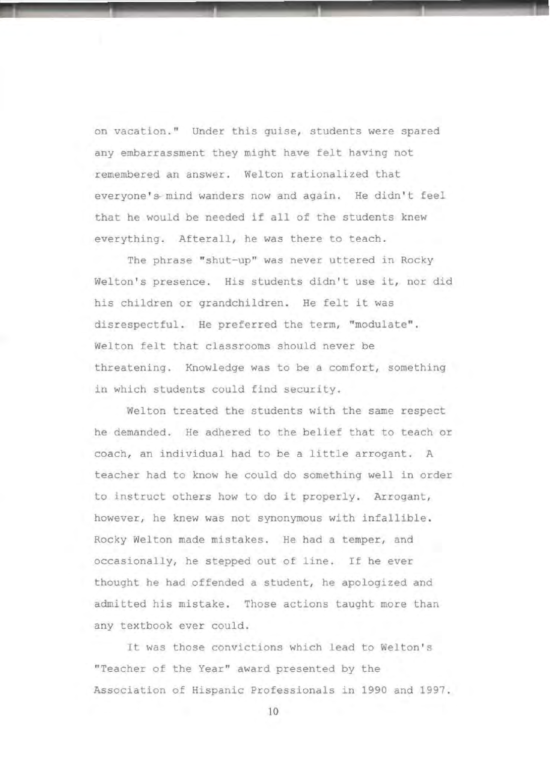on vacation." Under this guise, students were spared any embarrassment they might have felt having not remembered an answer. Welton rationalized that everyone's mind wanders now and again. He didn't feel that he would be needed if all of the students knew everything. Afterall, he was there to teach.

The phrase "shut-up" was never uttered in Rocky Welton's presence. His students didn't use it, nor did his children or grandchildren. He felt it was disrespectful. He preferred the term, "modulate". Welton felt that classrooms should never be threatening. Knowledge was to be a comfort, something in which students could find security.

Welton treated the students with the same respect he demanded. He adhered to the belief that to teach or coach, an individual had to be a little arrogant. A teacher had to know he could do something well in order to instruct others how to do it properly. Arrogant, however, he knew was not synonymous with infallible. Rocky Welton made mistakes. He had a temper, and occasionally, he stepped out of line. If he ever thought he had offended a student, he apologized and admitted his mistake. Those actions taught more than any textbook ever could.

It was those convictions which lead to Welton's "Teacher of the Year" award presented by the Association of Hispanic Professionals in 1990 and 1997.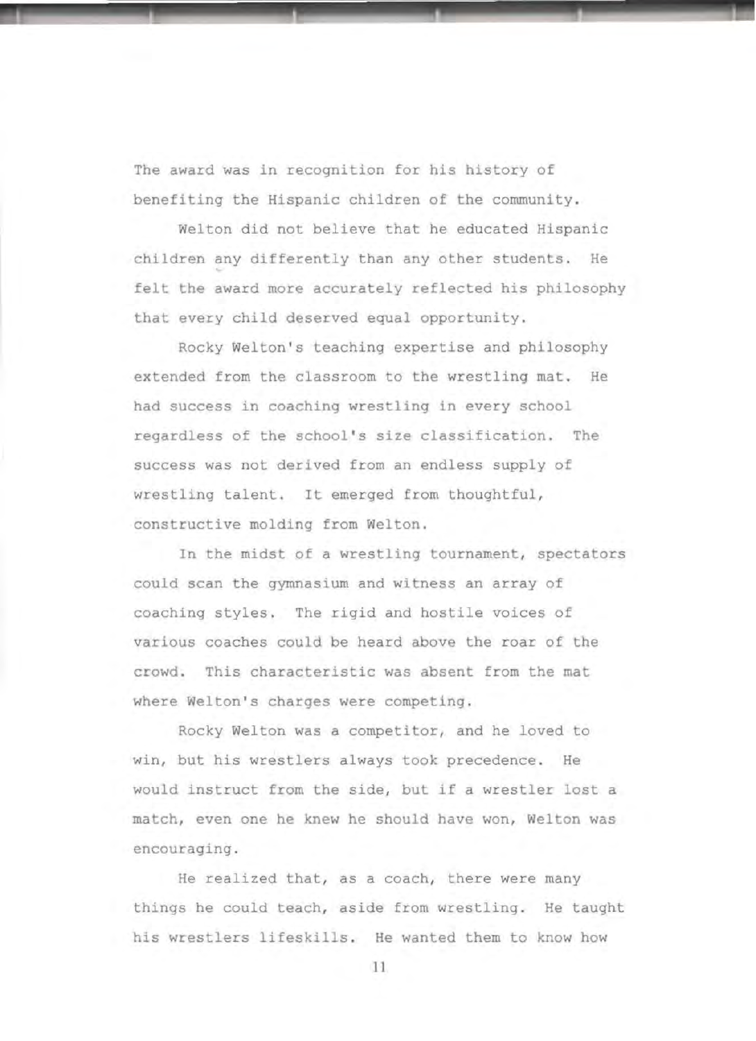The award was in recognition for his history of benefiting the Hispanic children of the community.

Welton did not believe that he educated Hispanic children any differently than any other students. He felt the award more accurately reflected his philosophy that every child deserved equal opportunity.

Rocky Welton's teaching expertise and philosophy extended from the classroom to the wrestling mat. He had success in coaching wrestling in every school regardless of the school's size classification. The success was not derived from an endless supply of wrestling talent. It emerged from thoughtful, constructive molding from Welton.

In the midst of a wrestling tournament, spectators could scan the gymnasium and witness an array of coaching styles. The rigid and hostile voices of various coaches could be heard above the roar of the crowd. This characteristic was absent from the mat where Welton's charges were competing.

Rocky Welton was a competitor, and he loved to win, but his wrestlers always took precedence. He would instruct from the side, but if a wrestler lost a match, even one he knew he should have won, Welton was encouraging.

He realized that, as a coach, there were many things he could teach, aside from wrestling. He taught his wrestlers lifeskills. He wanted them to know how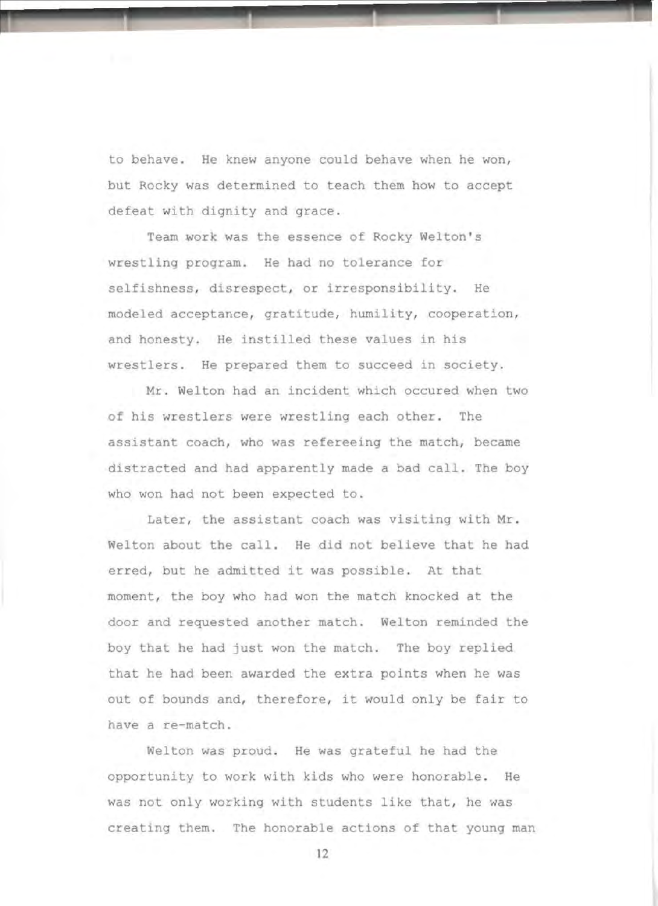to behave. He knew anyone could behave when he won, but Rocky was determined to teach them how to accept defeat with dignity and grace.

Team work was the essence of Rocky Welton's wrestling program. He had no tolerance for selfishness, disrespect, or irresponsibility. He modeled acceptance, gratitude, humility, cooperation, and honesty. He instilled these values in his wrestlers. He prepared them to succeed in society.

Mr. Welton had an incident which occured when two of his wrestlers were wrestling each other. The assistant coach, who was refereeing the match, became distracted and had apparently made a bad call. The boy who won had not been expected to.

Later, the assistant coach was visiting with Mr. Welton about the call. He did not believe that he had erred, but he admitted it was possible. At that moment, the boy who had won the match knocked at the door and requested another match. Welton reminded the boy that he had just won the match. The boy replied that he had been awarded the extra points when he was out of bounds and, therefore, it would only be fair to have a re-match.

Welton was proud. He was grateful he had the opportunity to work with kids who were honorable. He was not only working with students like that, he was creating them. The honorable actions of that young man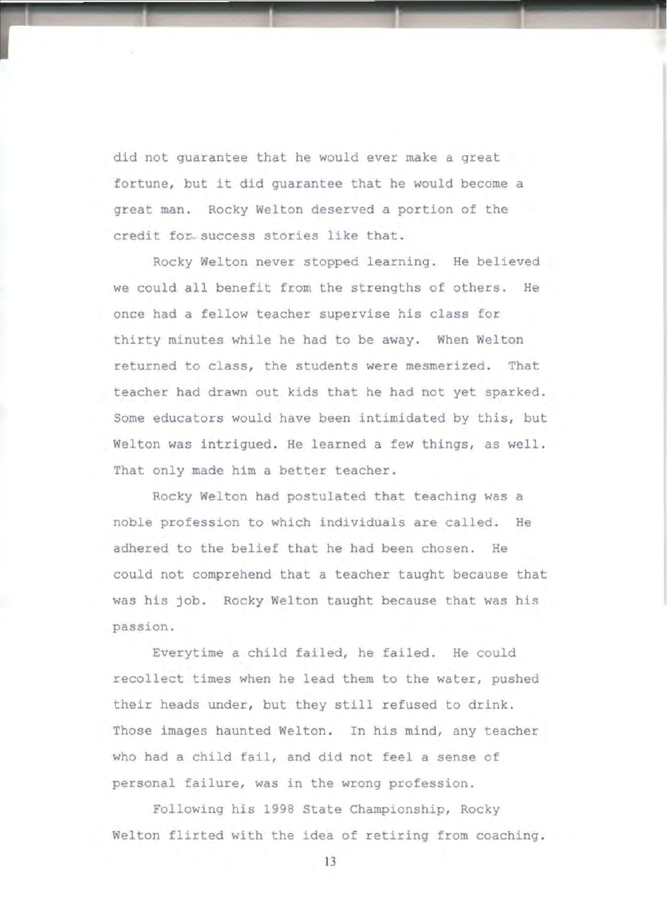did not guarantee that he would ever make a great fortune, but it did guarantee that he would become a great man. Rocky Welton deserved a portion of the credit for success stories like that.

Rocky Welton never stopped learning. He believed we could all benefit from the strengths of others. He once had a fellow teacher supervise his class for thirty minutes while he had to be away. When Welton returned to class, the students were mesmerized. That teacher had drawn out kids that he had not yet sparked. Some educators would have been intimidated by this, but Welton was intrigued. He learned a few things, as well. That only made him a better teacher.

Rocky Welton had postulated that teaching was a noble profession to which individuals are called. He adhered to the belief that he had been chosen. He could not comprehend that a teacher taught because that was his job. Rocky Welton taught because that was his passion.

Everytime a child failed, he failed. He could recollect times when he lead them to the water, pushed their heads under, but they still refused to drink. Those images haunted Welton. In his mind, any teacher who had a child fail, and did not feel a sense of personal failure, was in the wrong profession.

Following his 1998 State Championship, Rocky Welton flirted with the idea of retiring from coaching.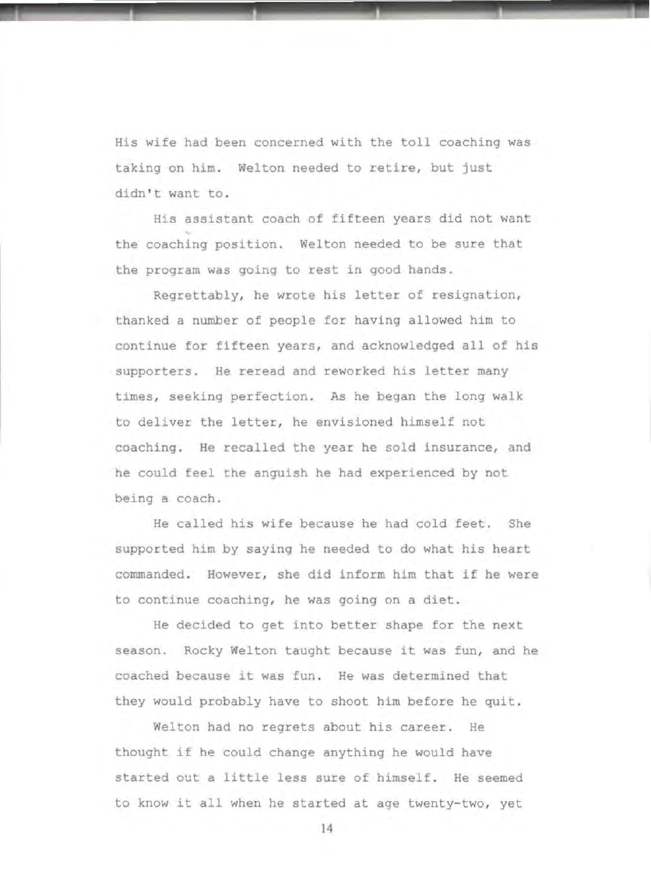His wife had been concerned with the toll coaching was taking on him. Welton needed to retire, but just didn't want to.

His assistant coach of fifteen years did not want the coaching position. Welton needed to be sure that the program was going to rest in good hands.

Regrettably, he wrote his letter of resignation, thanked a number of people for having allowed him to continue for fifteen years, and acknowledged all of his supporters. He reread and reworked his letter many times, seeking perfection. As he began the long walk to deliver the letter, he envisioned himself not coaching. He recalled the year he sold insurance, and he could feel the anguish he had experienced by not being a coach.

He called his wife because he had cold feet. She supported him by saying he needed to do what his heart commanded. However, she did inform him that if he were to continue coaching, he was going on a diet.

He decided to get into better shape for the next season. Rocky Welton taught because it was fun, and he coached because it was fun. He was determined that they would probably have to shoot him before he quit.

Welton had no regrets about his career. He thought if he could change anything he would have started out a little less sure of himself. He seemed to know it all when he started at age twenty-two, yet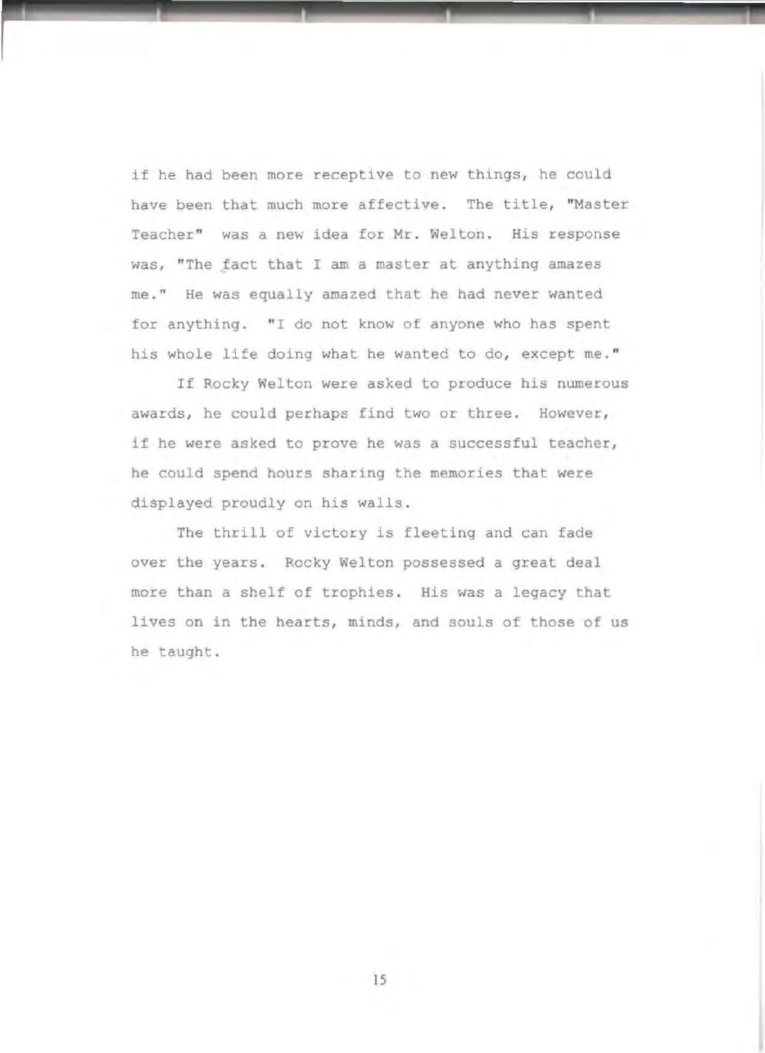if he had been more receptive to new things, he could have been that much more affective. The title, "Master Teacher" was a new idea for Mr. Welton. His response was, "The fact that I am a master at anything amazes me." He was equally amazed that he had never wanted for anything. "I do not know of anyone who has spent his whole life doing what he wanted to do, except me."

If Rocky Welton were asked to produce his numerous awards, he could perhaps find two or three. However, if he were asked to prove he was a successful teacher, he could spend hours sharing the memories that were displayed proudly on his walls.

The thrill of victory is fleeting and can fade over the years. Rocky Welton possessed a great deal more than a shelf of trophies. His was a legacy that lives on in the hearts, minds, and souls of those of us he taught.